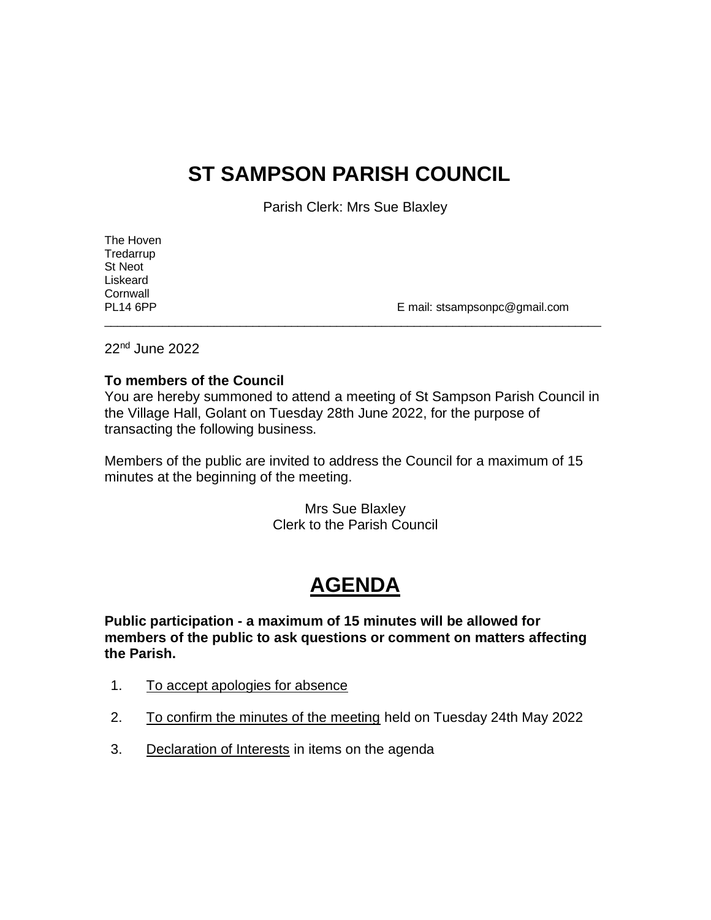# ST SAMPSON PARISH COUNCIL

Parish Clerk: Mrs Sue Blaxley

The Hoven
Tredarrup
St Neot
Liskeard
Cornwall
PL14 6PP

E mail: stsampsonpc@gmail.com

---

22nd June 2022

**To members of the Council**
You are hereby summoned to attend a meeting of St Sampson Parish Council in the Village Hall, Golant on Tuesday 28th June 2022, for the purpose of transacting the following business.

Members of the public are invited to address the Council for a maximum of 15 minutes at the beginning of the meeting.

Mrs Sue Blaxley
Clerk to the Parish Council

# AGENDA

**Public participation - a maximum of 15 minutes will be allowed for members of the public to ask questions or comment on matters affecting the Parish.**

1. To accept apologies for absence
2. To confirm the minutes of the meeting held on Tuesday 24th May 2022
3. Declaration of Interests in items on the agenda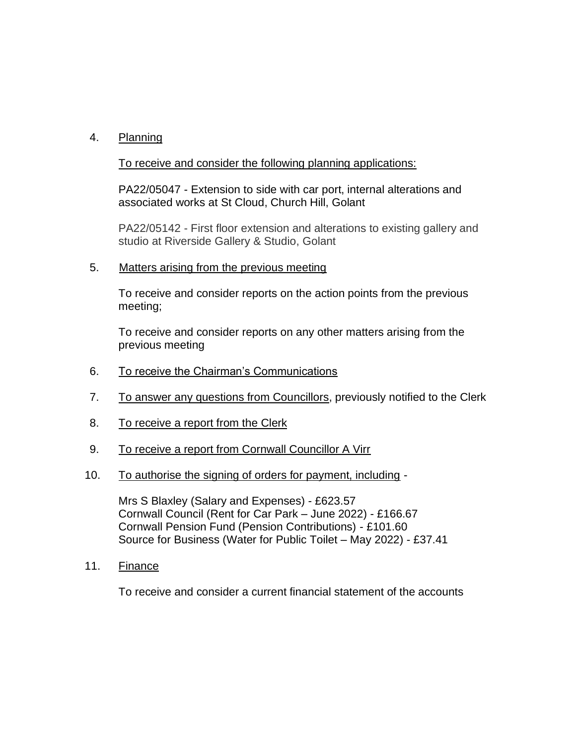4. Planning

   To receive and consider the following planning applications:

   PA22/05047 - Extension to side with car port, internal alterations and associated works at St Cloud, Church Hill, Golant

   PA22/05142 - First floor extension and alterations to existing gallery and studio at Riverside Gallery & Studio, Golant

5. Matters arising from the previous meeting

   To receive and consider reports on the action points from the previous meeting;

   To receive and consider reports on any other matters arising from the previous meeting

6. To receive the Chairman's Communications

7. To answer any questions from Councillors, previously notified to the Clerk

8. To receive a report from the Clerk

9. To receive a report from Cornwall Councillor A Virr

10. To authorise the signing of orders for payment, including -

    Mrs S Blaxley (Salary and Expenses) - £623.57
    Cornwall Council (Rent for Car Park – June 2022) - £166.67
    Cornwall Pension Fund (Pension Contributions) - £101.60
    Source for Business (Water for Public Toilet – May 2022) - £37.41

11. Finance

    To receive and consider a current financial statement of the accounts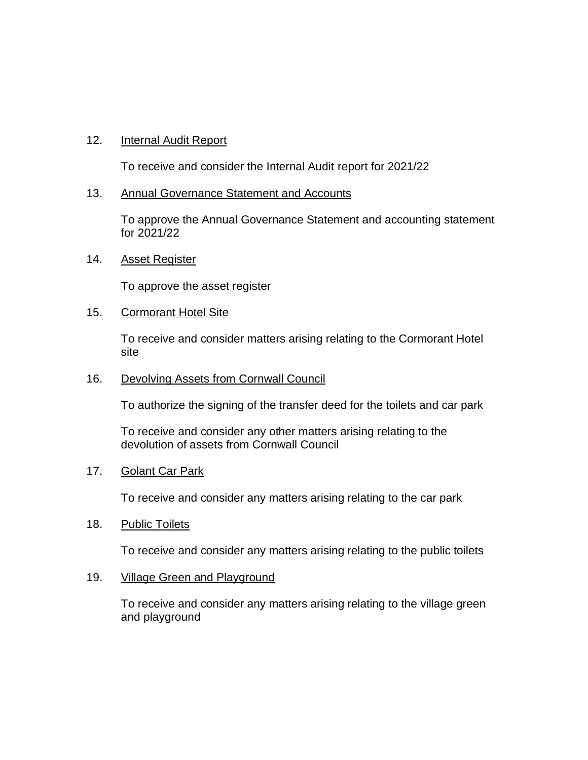12. <u>Internal Audit Report</u>

    To receive and consider the Internal Audit report for 2021/22

13. <u>Annual Governance Statement and Accounts</u>

    To approve the Annual Governance Statement and accounting statement for 2021/22

14. <u>Asset Register</u>

    To approve the asset register

15. <u>Cormorant Hotel Site</u>

    To receive and consider matters arising relating to the Cormorant Hotel site

16. <u>Devolving Assets from Cornwall Council</u>

    To authorize the signing of the transfer deed for the toilets and car park

    To receive and consider any other matters arising relating to the devolution of assets from Cornwall Council

17. <u>Golant Car Park</u>

    To receive and consider any matters arising relating to the car park

18. <u>Public Toilets</u>

    To receive and consider any matters arising relating to the public toilets

19. <u>Village Green and Playground</u>

    To receive and consider any matters arising relating to the village green and playground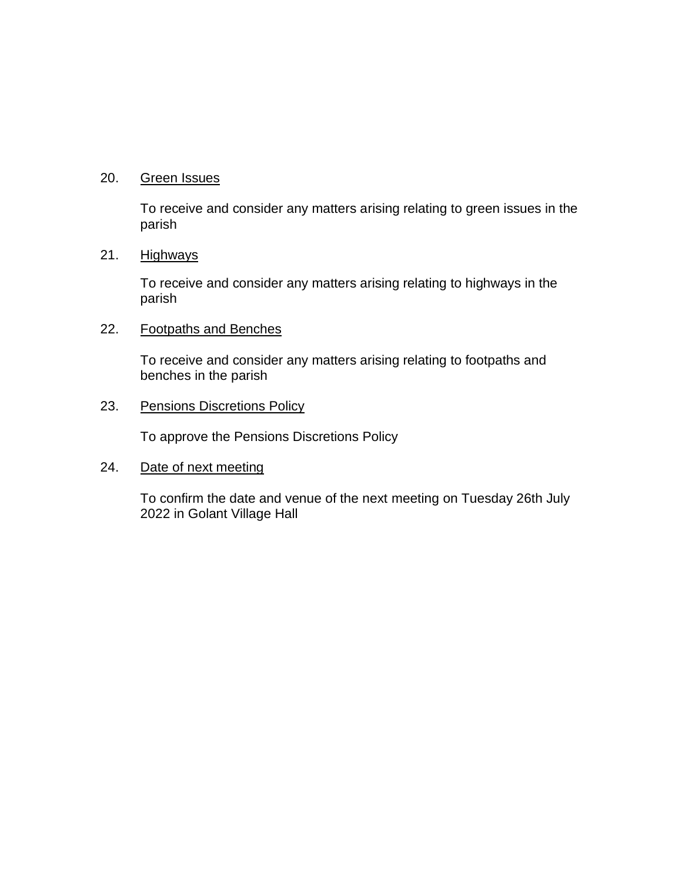20. Green Issues

    To receive and consider any matters arising relating to green issues in the parish

21. Highways

    To receive and consider any matters arising relating to highways in the parish

22. Footpaths and Benches

    To receive and consider any matters arising relating to footpaths and benches in the parish

23. Pensions Discretions Policy

    To approve the Pensions Discretions Policy

24. Date of next meeting

    To confirm the date and venue of the next meeting on Tuesday 26th July 2022 in Golant Village Hall